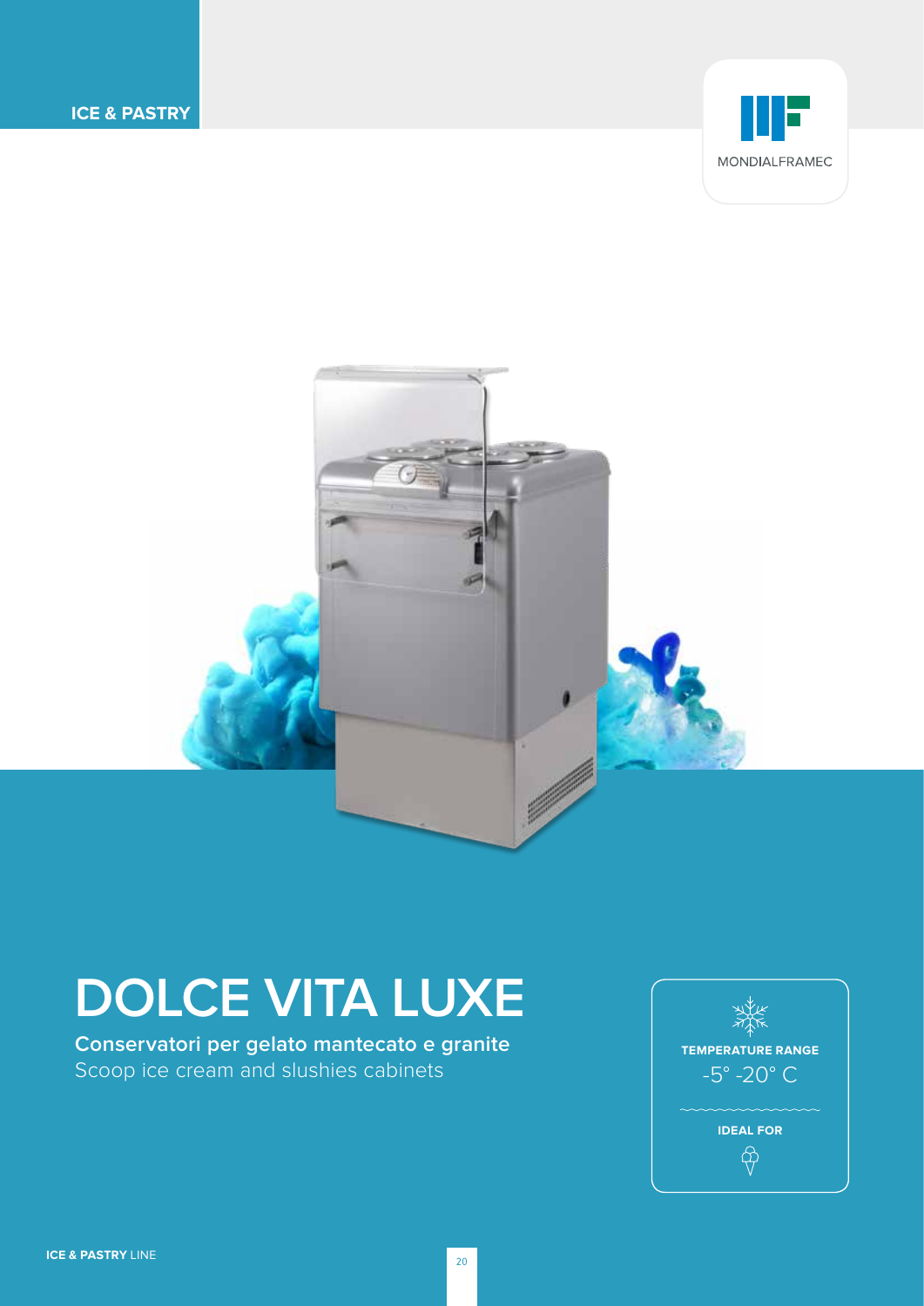ICE & PASTRY

MONDIALFRAMEC

# DOLCE VITA LUXE

**Conservatori per gelato mantecato e granite**

Scoop ice cream and slushies cabinets

**TEMPERATURE RANGE**

-5° -20° C

**IDEAL FOR**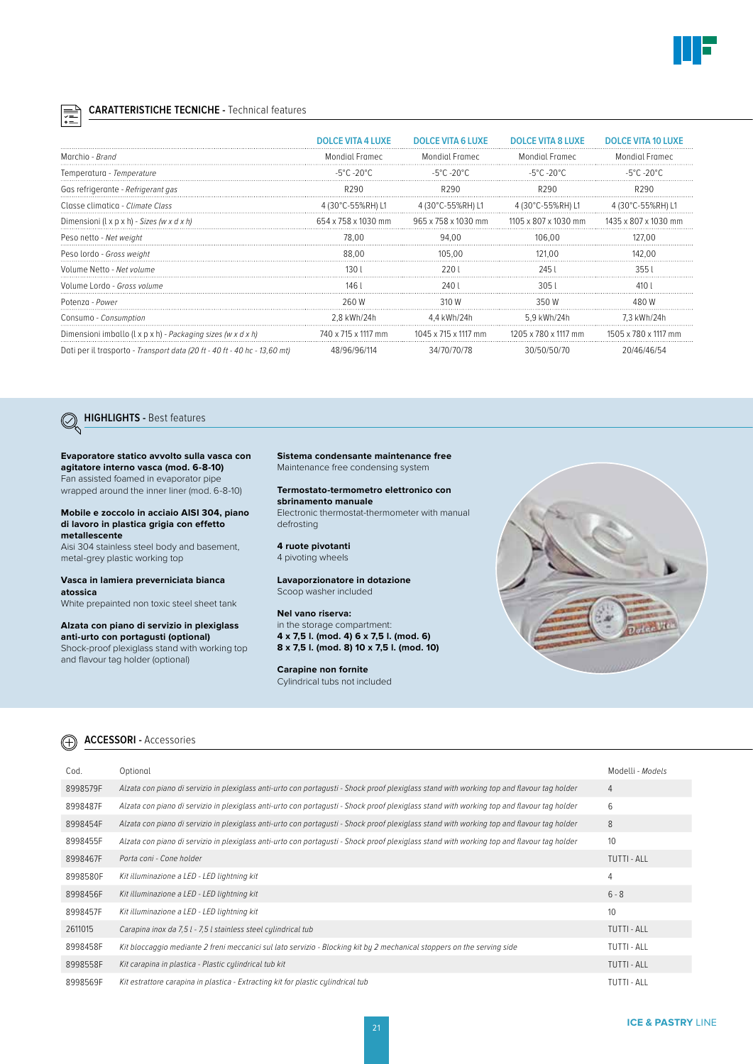## CARATTERISTICHE TECNICHE - Technical features

| | DOLCE VITA 4 LUXE | DOLCE VITA 6 LUXE | DOLCE VITA 8 LUXE | DOLCE VITA 10 LUXE |
|---|---|---|---|---|
| Marchio - *Brand* | Mondial Framec | Mondial Framec | Mondial Framec | Mondial Framec |
| Temperatura - *Temperature* | -5°C -20°C | -5°C -20°C | -5°C -20°C | -5°C -20°C |
| Gas refrigerante - *Refrigerant gas* | R290 | R290 | R290 | R290 |
| Classe climatica - *Climate Class* | 4 (30°C-55%RH) L1 | 4 (30°C-55%RH) L1 | 4 (30°C-55%RH) L1 | 4 (30°C-55%RH) L1 |
| Dimensioni (l x p x h) - *Sizes (w x d x h)* | 654 x 758 x 1030 mm | 965 x 758 x 1030 mm | 1105 x 807 x 1030 mm | 1435 x 807 x 1030 mm |
| Peso netto - *Net weight* | 78,00 | 94,00 | 106,00 | 127,00 |
| Peso lordo - *Gross weight* | 88,00 | 105,00 | 121,00 | 142,00 |
| Volume Netto - *Net volume* | 130 l | 220 l | 245 l | 355 l |
| Volume Lordo - *Gross volume* | 146 l | 240 l | 305 l | 410 l |
| Potenza - *Power* | 260 W | 310 W | 350 W | 480 W |
| Consumo - *Consumption* | 2,8 kWh/24h | 4,4 kWh/24h | 5,9 kWh/24h | 7,3 kWh/24h |
| Dimensioni imballo (l x p x h) - *Packaging sizes (w x d x h)* | 740 x 715 x 1117 mm | 1045 x 715 x 1117 mm | 1205 x 780 x 1117 mm | 1505 x 780 x 1117 mm |
| Dati per il trasporto - *Transport data (20 ft - 40 ft - 40 hc - 13,60 mt)* | 48/96/96/114 | 34/70/70/78 | 30/50/50/70 | 20/46/46/54 |

## HIGHLIGHTS - Best features

**Evaporatore statico avvolto sulla vasca con agitatore interno vasca (mod. 6-8-10)**
Fan assisted foamed in evaporator pipe wrapped around the inner liner (mod. 6-8-10)

**Mobile e zoccolo in acciaio AISI 304, piano di lavoro in plastica grigia con effetto metallescente**
Aisi 304 stainless steel body and basement, metal-grey plastic working top

**Vasca in lamiera preverniciata bianca atossica**
White prepainted non toxic steel sheet tank

**Alzata con piano di servizio in plexiglass anti-urto con portagusti (optional)**
Shock-proof plexiglass stand with working top and flavour tag holder (optional)

**Sistema condensante maintenance free**
Maintenance free condensing system

**Termostato-termometro elettronico con sbrinamento manuale**
Electronic thermostat-thermometer with manual defrosting

**4 ruote pivotanti**
4 pivoting wheels

**Lavaporzionatore in dotazione**
Scoop washer included

**Nel vano riserva:**
in the storage compartment:
**4 x 7,5 l. (mod. 4) 6 x 7,5 l. (mod. 6)**
**8 x 7,5 l. (mod. 8) 10 x 7,5 l. (mod. 10)**

**Carapine non fornite**
Cylindrical tubs not included

## ACCESSORI - Accessories

| Cod. | Optional | Modelli - *Models* |
|---|---|---|
| 8998579F | *Alzata con piano di servizio in plexiglass anti-urto con portagusti - Shock proof plexiglass stand with working top and flavour tag holder* | 4 |
| 8998487F | *Alzata con piano di servizio in plexiglass anti-urto con portagusti - Shock proof plexiglass stand with working top and flavour tag holder* | 6 |
| 8998454F | *Alzata con piano di servizio in plexiglass anti-urto con portagusti - Shock proof plexiglass stand with working top and flavour tag holder* | 8 |
| 8998455F | *Alzata con piano di servizio in plexiglass anti-urto con portagusti - Shock proof plexiglass stand with working top and flavour tag holder* | 10 |
| 8998467F | *Porta coni - Cone holder* | TUTTI - ALL |
| 8998580F | *Kit illuminazione a LED - LED lightning kit* | 4 |
| 8998456F | *Kit illuminazione a LED - LED lightning kit* | 6 - 8 |
| 8998457F | *Kit illuminazione a LED - LED lightning kit* | 10 |
| 2611015 | *Carapina inox da 7,5 l - 7,5 l stainless steel cylindrical tub* | TUTTI - ALL |
| 8998458F | *Kit bloccaggio mediante 2 freni meccanici sul lato servizio - Blocking kit by 2 mechanical stoppers on the serving side* | TUTTI - ALL |
| 8998558F | *Kit carapina in plastica - Plastic cylindrical tub kit* | TUTTI - ALL |
| 8998569F | *Kit estrattore carapina in plastica - Extracting kit for plastic cylindrical tub* | TUTTI - ALL |